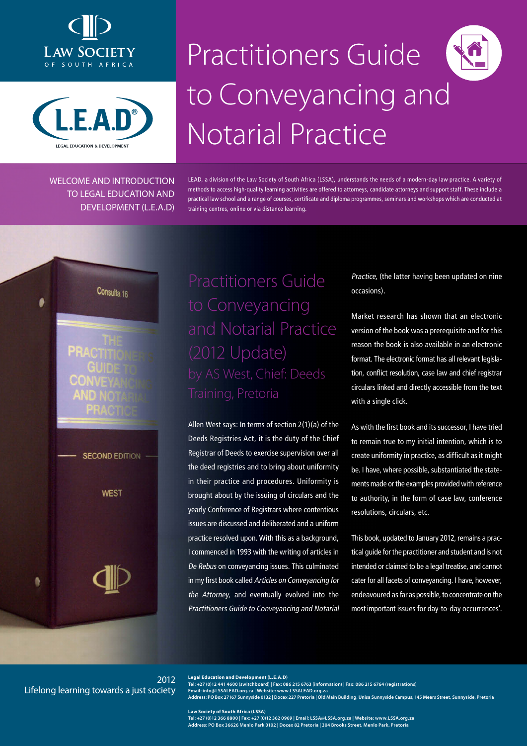LAW SOCIETY OF SOUTH AFRICA

L.E.A.D®

LEGAL EDUCATION & DEVELOPMENT

# Practitioners Guide to Conveyancing and Notarial Practice

## WELCOME AND INTRODUCTION TO LEGAL EDUCATION AND DEVELOPMENT (L.E.A.D)

LEAD, a division of the Law Society of South Africa (LSSA), understands the needs of a modern-day law practice. A variety of methods to access high-quality learning activities are offered to attorneys, candidate attorneys and support staff. These include a practical law school and a range of courses, certificate and diploma programmes, seminars and workshops which are conducted at training centres, online or via distance learning.

## Practitioners Guide to Conveyancing and Notarial Practice (2012 Update)

### by AS West, Chief: Deeds Training, Pretoria

Allen West says: In terms of section 2(1)(a) of the Deeds Registries Act, it is the duty of the Chief Registrar of Deeds to exercise supervision over all the deed registries and to bring about uniformity in their practice and procedures. Uniformity is brought about by the issuing of circulars and the yearly Conference of Registrars where contentious issues are discussed and deliberated and a uniform practice resolved upon. With this as a background, I commenced in 1993 with the writing of articles in *De Rebus* on conveyancing issues. This culminated in my first book called *Articles on Conveyancing for the Attorney,* and eventually evolved into the *Practitioners Guide to Conveyancing and Notarial Practice,* (the latter having been updated on nine occasions).

Market research has shown that an electronic version of the book was a prerequisite and for this reason the book is also available in an electronic format. The electronic format has all relevant legislation, conflict resolution, case law and chief registrar circulars linked and directly accessible from the text with a single click.

As with the first book and its successor, I have tried to remain true to my initial intention, which is to create uniformity in practice, as difficult as it might be. I have, where possible, substantiated the statements made or the examples provided with reference to authority, in the form of case law, conference resolutions, circulars, etc.

This book, updated to January 2012, remains a practical guide for the practitioner and student and is not intended or claimed to be a legal treatise, and cannot cater for all facets of conveyancing. I have, however, endeavoured as far as possible, to concentrate on the most important issues for day-to-day occurrences'.

2012
Lifelong learning towards a just society

**Legal Education and Development (L.E.A.D)**
**Tel: +27 (0)12 441 4600 (switchboard) | Fax: 086 215 6763 (information) | Fax: 086 215 6764 (registrations)**
**Email: info@LSSALEAD.org.za | Website: www.LSSALEAD.org.za**
**Address: PO Box 27167 Sunnyside 0132 | Docex 227 Pretoria | Old Main Building, Unisa Sunnyside Campus, 145 Mears Street, Sunnyside, Pretoria**

**Law Society of South Africa (LSSA)**
**Tel: +27 (0)12 366 8800 | Fax: +27 (0)12 362 0969 | Email: LSSA@LSSA.org.za | Website: www.LSSA.org.za**
**Address: PO Box 36626 Menlo Park 0102 | Docex 82 Pretoria | 304 Brooks Street, Menlo Park, Pretoria**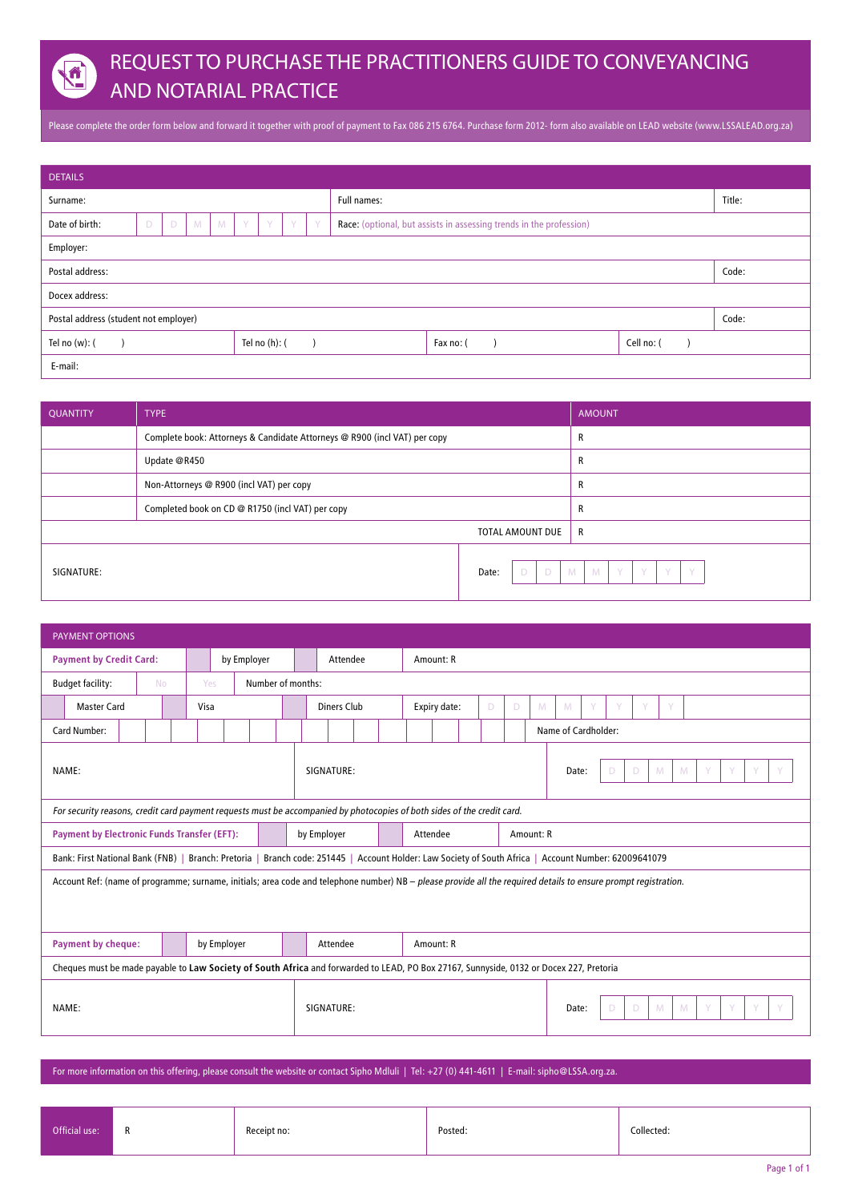# REQUEST TO PURCHASE THE PRACTITIONERS GUIDE TO CONVEYANCING AND NOTARIAL PRACTICE

Please complete the order form below and forward it together with proof of payment to Fax 086 215 6764. Purchase form 2012- form also available on LEAD website (www.LSSALEAD.org.za)

| DETAILS | | |
|---|---|---|
| Surname: | Full names: | Title: |
| Date of birth: D D M M Y Y Y Y | Race: (optional, but assists in assessing trends in the profession) | |
| Employer: | | |
| Postal address: | | Code: |
| Docex address: | | |
| Postal address (student not employer) | | Code: |
| Tel no (w): ( ) | Tel no (h): ( ) | Fax no: ( ) Cell no: ( ) |
| E-mail: | | |

| QUANTITY | TYPE | AMOUNT |
|---|---|---|
| | Complete book: Attorneys & Candidate Attorneys @ R900 (incl VAT) per copy | R |
| | Update @R450 | R |
| | Non-Attorneys @ R900 (incl VAT) per copy | R |
| | Completed book on CD @ R1750 (incl VAT) per copy | R |
| | TOTAL AMOUNT DUE | R |

SIGNATURE: Date: D D M M Y Y Y Y

## PAYMENT OPTIONS

**Payment by Credit Card:** ☐ by Employer ☐ Attendee Amount: R

Budget facility: No Yes Number of months:

☐ Master Card ☐ Visa ☐ Diners Club Expiry date: D D M M Y Y Y Y

Card Number: Name of Cardholder:

NAME: SIGNATURE: Date: D D M M Y Y Y Y

*For security reasons, credit card payment requests must be accompanied by photocopies of both sides of the credit card.*

**Payment by Electronic Funds Transfer (EFT):** ☐ by Employer ☐ Attendee Amount: R

Bank: First National Bank (FNB) | Branch: Pretoria | Branch code: 251445 | Account Holder: Law Society of South Africa | Account Number: 62009641079

Account Ref: (name of programme; surname, initials; area code and telephone number) NB – *please provide all the required details to ensure prompt registration.*

**Payment by cheque:** ☐ by Employer ☐ Attendee Amount: R

Cheques must be made payable to **Law Society of South Africa** and forwarded to LEAD, PO Box 27167, Sunnyside, 0132 or Docex 227, Pretoria

NAME: SIGNATURE: Date: D D M M Y Y Y Y

For more information on this offering, please consult the website or contact Sipho Mdluli | Tel: +27 (0) 441-4611 | E-mail: sipho@LSSA.org.za.

| Official use: | R | Receipt no: | Posted: | Collected: |
|---|---|---|---|---|